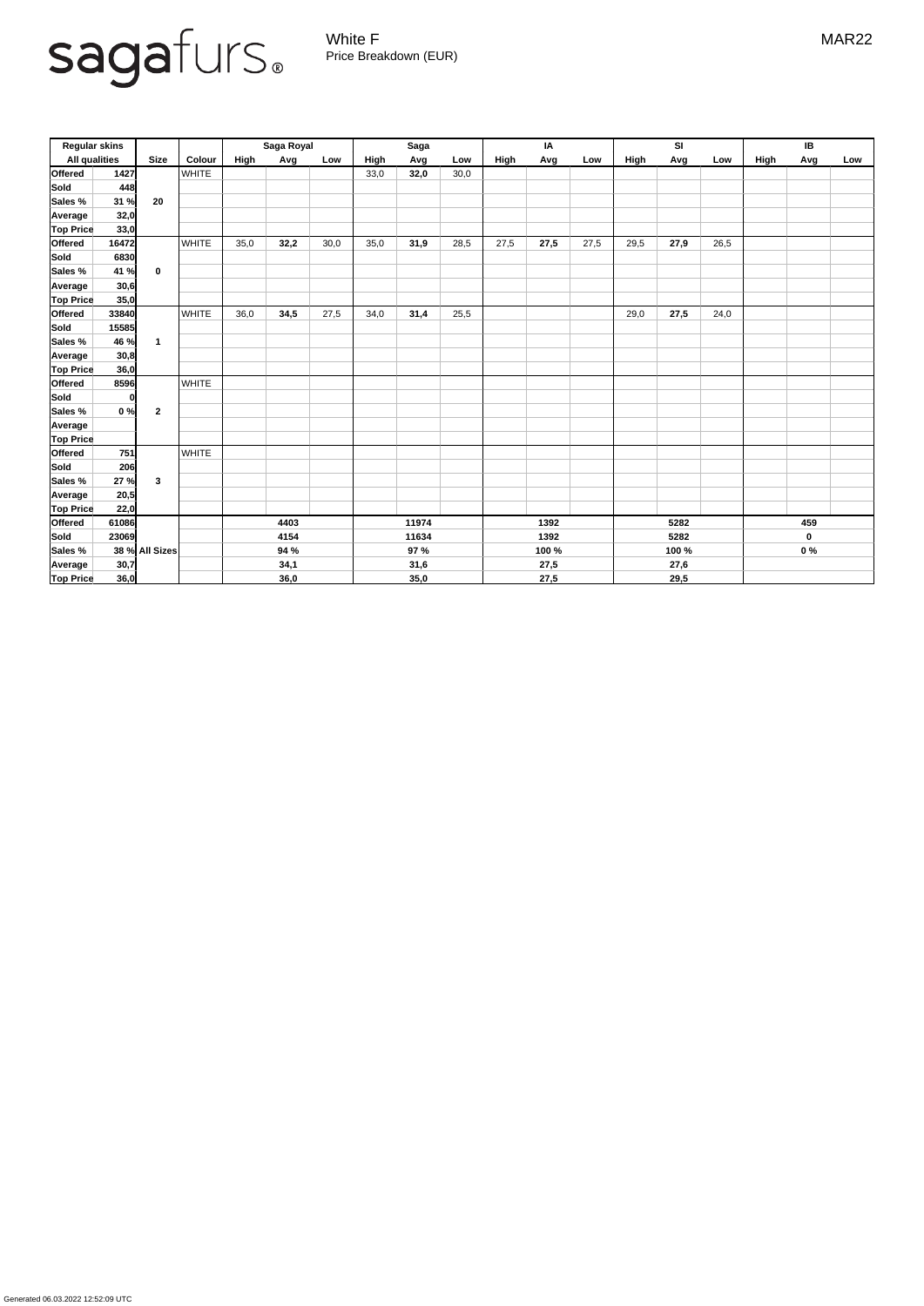sagafurs®

White F
Price Breakdown (EUR)

MAR22

| Regular skins | | | | Saga Royal | | | Saga | | | IA | | | SI | | | IB | | |
|---|---|---|---|---|---|---|---|---|---|---|---|---|---|---|---|---|---|---|
| All qualities | | Size | Colour | High | Avg | Low | High | Avg | Low | High | Avg | Low | High | Avg | Low | High | Avg | Low |
| Offered | 1427 | 20 | WHITE | | | | 33,0 | **32,0** | 30,0 | | | | | | | | | |
| Sold | 448 | | | | | | | | | | | | | | | | | |
| Sales % | 31 % | | | | | | | | | | | | | | | | | |
| Average | 32,0 | | | | | | | | | | | | | | | | | |
| Top Price | 33,0 | | | | | | | | | | | | | | | | | |
| Offered | 16472 | 0 | WHITE | 35,0 | **32,2** | 30,0 | 35,0 | **31,9** | 28,5 | 27,5 | **27,5** | 27,5 | 29,5 | **27,9** | 26,5 | | | |
| Sold | 6830 | | | | | | | | | | | | | | | | | |
| Sales % | 41 % | | | | | | | | | | | | | | | | | |
| Average | 30,6 | | | | | | | | | | | | | | | | | |
| Top Price | 35,0 | | | | | | | | | | | | | | | | | |
| Offered | 33840 | 1 | WHITE | 36,0 | **34,5** | 27,5 | 34,0 | **31,4** | 25,5 | | | | 29,0 | **27,5** | 24,0 | | | |
| Sold | 15585 | | | | | | | | | | | | | | | | | |
| Sales % | 46 % | | | | | | | | | | | | | | | | | |
| Average | 30,8 | | | | | | | | | | | | | | | | | |
| Top Price | 36,0 | | | | | | | | | | | | | | | | | |
| Offered | 8596 | 2 | WHITE | | | | | | | | | | | | | | | |
| Sold | 0 | | | | | | | | | | | | | | | | | |
| Sales % | 0 % | | | | | | | | | | | | | | | | | |
| Average | | | | | | | | | | | | | | | | | | |
| Top Price | | | | | | | | | | | | | | | | | | |
| Offered | 751 | 3 | WHITE | | | | | | | | | | | | | | | |
| Sold | 206 | | | | | | | | | | | | | | | | | |
| Sales % | 27 % | | | | | | | | | | | | | | | | | |
| Average | 20,5 | | | | | | | | | | | | | | | | | |
| Top Price | 22,0 | | | | | | | | | | | | | | | | | |
| Offered | 61086 | All Sizes | | | 4403 | | | 11974 | | | 1392 | | | 5282 | | | 459 | |
| Sold | 23069 | | | | 4154 | | | 11634 | | | 1392 | | | 5282 | | | 0 | |
| Sales % | 38 % | | | | 94 % | | | 97 % | | | 100 % | | | 100 % | | | 0 % | |
| Average | 30,7 | | | | 34,1 | | | 31,6 | | | 27,5 | | | 27,6 | | | | |
| Top Price | 36,0 | | | | 36,0 | | | 35,0 | | | 27,5 | | | 29,5 | | | | |

Generated 06.03.2022 12:52:09 UTC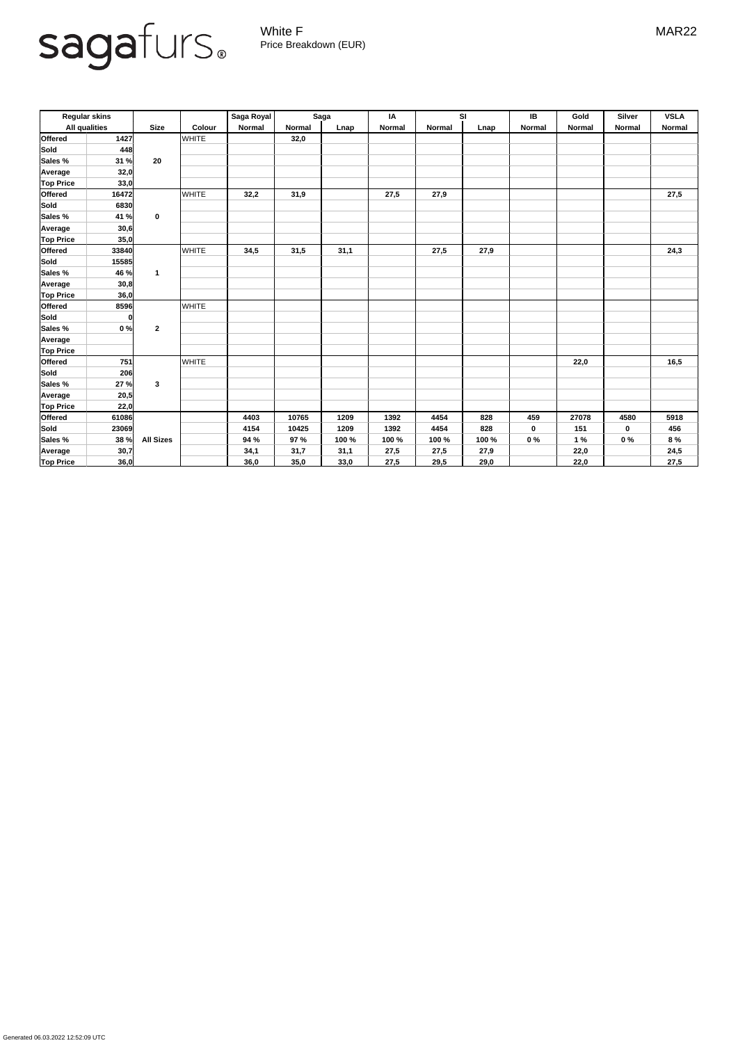White F
Price Breakdown (EUR)

MAR22

| Regular skins | | Size | Colour | Saga Royal | Saga | | IA | SI | | IB | Gold | Silver | VSLA |
|---|---|---|---|---|---|---|---|---|---|---|---|---|---|
| All qualities | | | | Normal | Normal | Lnap | Normal | Normal | Lnap | Normal | Normal | Normal | Normal |
| Offered | 1427 | 20 | WHITE | | 32,0 | | | | | | | | |
| Sold | 448 | | | | | | | | | | | | |
| Sales % | 31 % | | | | | | | | | | | | |
| Average | 32,0 | | | | | | | | | | | | |
| Top Price | 33,0 | | | | | | | | | | | | |
| Offered | 16472 | 0 | WHITE | 32,2 | 31,9 | | 27,5 | 27,9 | | | | | 27,5 |
| Sold | 6830 | | | | | | | | | | | | |
| Sales % | 41 % | | | | | | | | | | | | |
| Average | 30,6 | | | | | | | | | | | | |
| Top Price | 35,0 | | | | | | | | | | | | |
| Offered | 33840 | 1 | WHITE | 34,5 | 31,5 | 31,1 | | 27,5 | 27,9 | | | | 24,3 |
| Sold | 15585 | | | | | | | | | | | | |
| Sales % | 46 % | | | | | | | | | | | | |
| Average | 30,8 | | | | | | | | | | | | |
| Top Price | 36,0 | | | | | | | | | | | | |
| Offered | 8596 | 2 | WHITE | | | | | | | | | | |
| Sold | 0 | | | | | | | | | | | | |
| Sales % | 0 % | | | | | | | | | | | | |
| Average | | | | | | | | | | | | | |
| Top Price | | | | | | | | | | | | | |
| Offered | 751 | 3 | WHITE | | | | | | | | 22,0 | | 16,5 |
| Sold | 206 | | | | | | | | | | | | |
| Sales % | 27 % | | | | | | | | | | | | |
| Average | 20,5 | | | | | | | | | | | | |
| Top Price | 22,0 | | | | | | | | | | | | |
| Offered | 61086 | All Sizes | | 4403 | 10765 | 1209 | 1392 | 4454 | 828 | 459 | 27078 | 4580 | 5918 |
| Sold | 23069 | | | 4154 | 10425 | 1209 | 1392 | 4454 | 828 | 0 | 151 | 0 | 456 |
| Sales % | 38 % | | | 94 % | 97 % | 100 % | 100 % | 100 % | 100 % | 0 % | 1 % | 0 % | 8 % |
| Average | 30,7 | | | 34,1 | 31,7 | 31,1 | 27,5 | 27,5 | 27,9 | | 22,0 | | 24,5 |
| Top Price | 36,0 | | | 36,0 | 35,0 | 33,0 | 27,5 | 29,5 | 29,0 | | 22,0 | | 27,5 |

Generated 06.03.2022 12:52:09 UTC